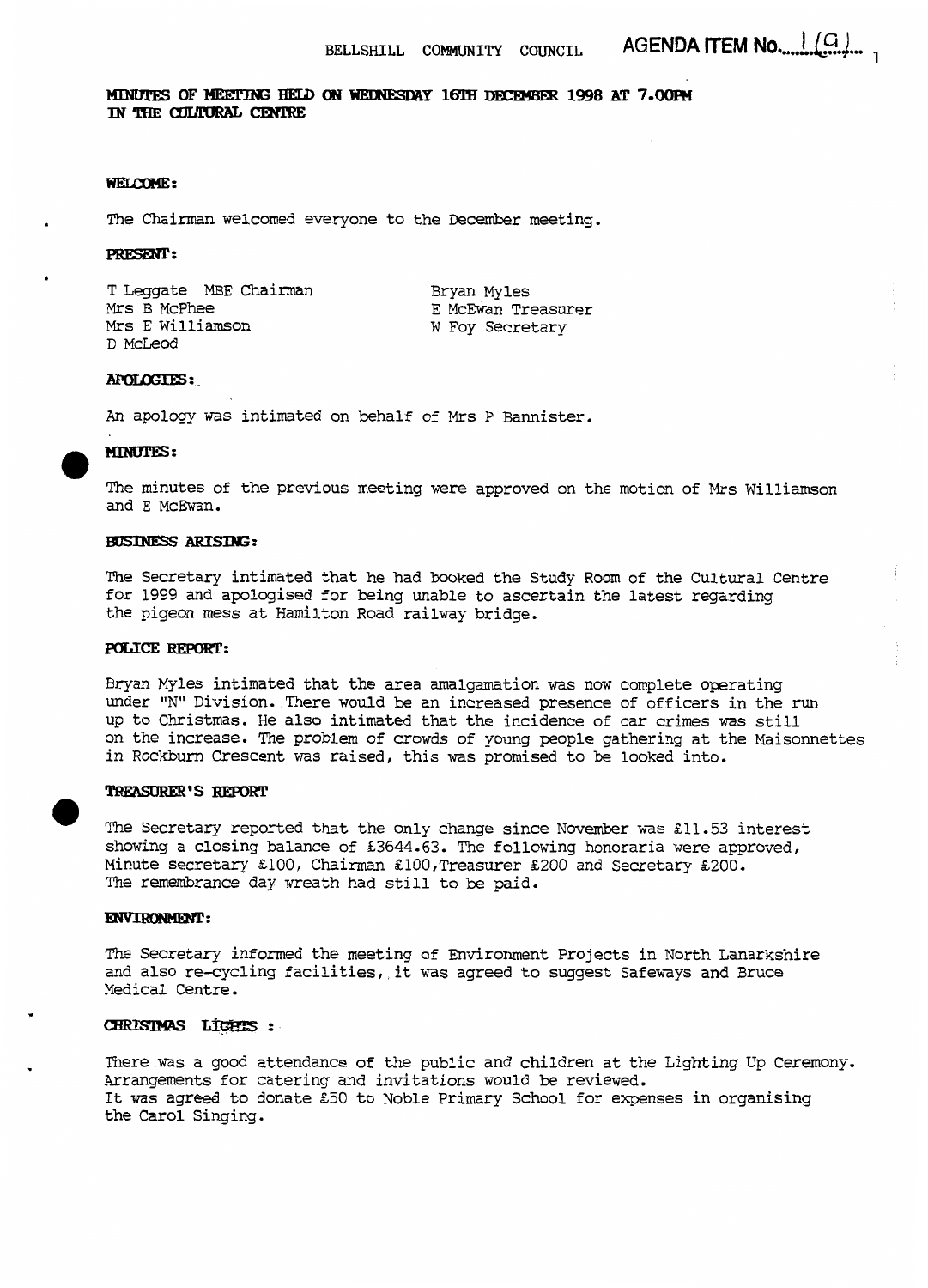BELLSHILL COMMUNITY COUNCIL AGENDA ITEM No. 1(a)

**MINUTES OF MEETING HELD ON WEDNESDAY 16TH DECEMBER 1998 AT 7.00PM IN THE CULTURAL CENTRE**

**WELCOME:**

The Chairman welcomed everyone to the December meeting.

**PRESENT:**

T Leggate MBE Chairman
Mrs B McPhee
Mrs E Williamson
D McLeod
Bryan Myles
E McEwan Treasurer
W Foy Secretary

**APOLOGIES:**

An apology was intimated on behalf of Mrs P Bannister.

**MINUTES:**

The minutes of the previous meeting were approved on the motion of Mrs Williamson and E McEwan.

**BUSINESS ARISING:**

The Secretary intimated that he had booked the Study Room of the Cultural Centre for 1999 and apologised for being unable to ascertain the latest regarding the pigeon mess at Hamilton Road railway bridge.

**POLICE REPORT:**

Bryan Myles intimated that the area amalgamation was now complete operating under "N" Division. There would be an increased presence of officers in the run up to Christmas. He also intimated that the incidence of car crimes was still on the increase. The problem of crowds of young people gathering at the Maisonnettes in Rockburn Crescent was raised, this was promised to be looked into.

**TREASURER'S REPORT**

The Secretary reported that the only change since November was £11.53 interest showing a closing balance of £3644.63. The following honoraria were approved, Minute secretary £100, Chairman £100,Treasurer £200 and Secretary £200. The remembrance day wreath had still to be paid.

**ENVIRONMENT:**

The Secretary informed the meeting of Environment Projects in North Lanarkshire and also re-cycling facilities, it was agreed to suggest Safeways and Bruce Medical Centre.

**CHRISTMAS LIGHTS :**

There was a good attendance of the public and children at the Lighting Up Ceremony. Arrangements for catering and invitations would be reviewed.
It was agreed to donate £50 to Noble Primary School for expenses in organising the Carol Singing.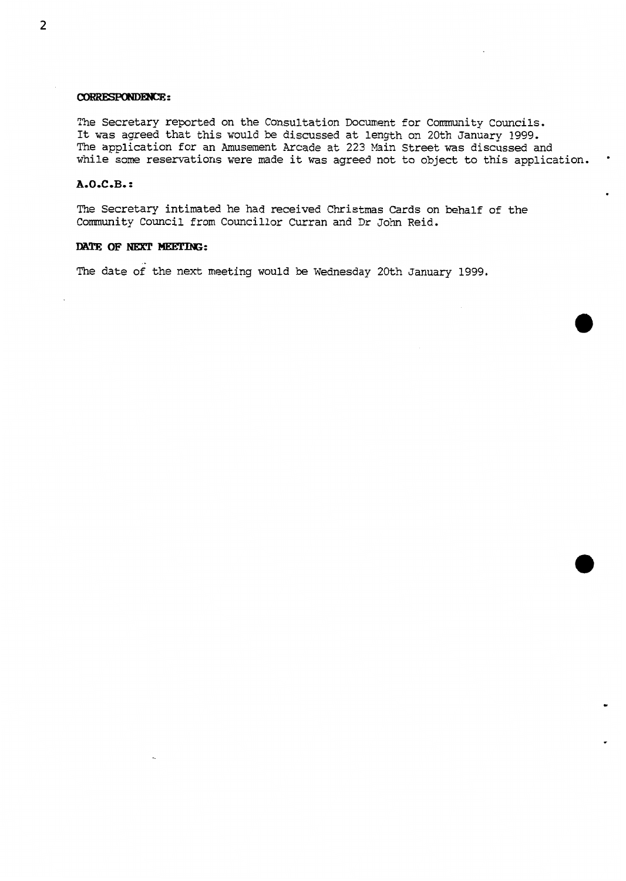**CORRESPONDENCE:**

The Secretary reported on the Consultation Document for Community Councils. It was agreed that this would be discussed at length on 20th January 1999. The application for an Amusement Arcade at 223 Main Street was discussed and while some reservations were made it was agreed not to object to this application.

**A.O.C.B.:**

The Secretary intimated he had received Christmas Cards on behalf of the Community Council from Councillor Curran and Dr John Reid.

**DATE OF NEXT MEETING:**

The date of the next meeting would be Wednesday 20th January 1999.